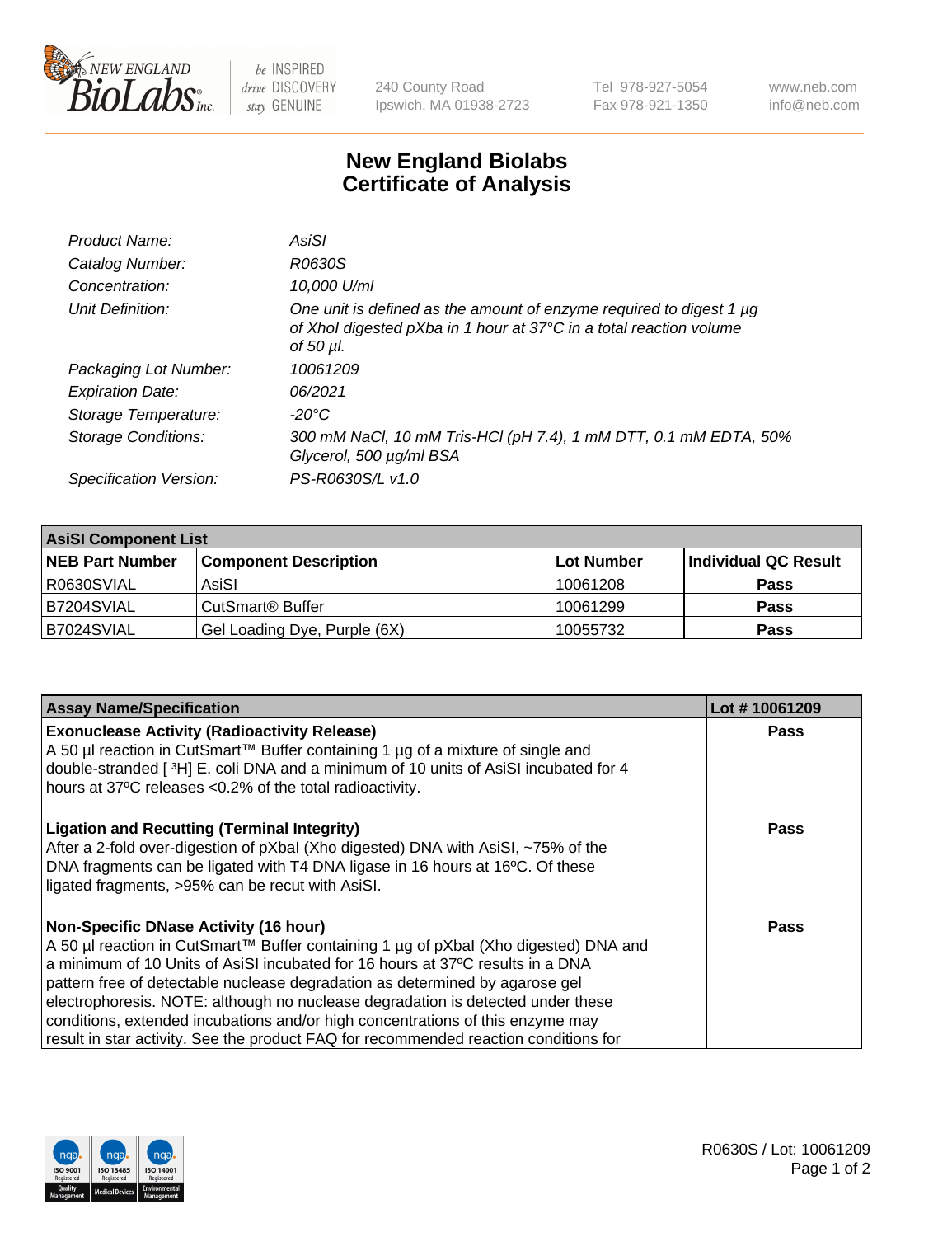# New England Biolabs
# Certificate of Analysis

| | |
|---|---|
| *Product Name:* | *AsiSI* |
| *Catalog Number:* | *R0630S* |
| *Concentration:* | *10,000 U/ml* |
| *Unit Definition:* | *One unit is defined as the amount of enzyme required to digest 1 µg of XhoI digested pXba in 1 hour at 37°C in a total reaction volume of 50 µl.* |
| *Packaging Lot Number:* | *10061209* |
| *Expiration Date:* | *06/2021* |
| *Storage Temperature:* | *-20°C* |
| *Storage Conditions:* | *300 mM NaCl, 10 mM Tris-HCl (pH 7.4), 1 mM DTT, 0.1 mM EDTA, 50% Glycerol, 500 µg/ml BSA* |
| *Specification Version:* | *PS-R0630S/L v1.0* |

| **AsiSI Component List** | | | |
|---|---|---|---|
| **NEB Part Number** | **Component Description** | **Lot Number** | **Individual QC Result** |
| R0630SVIAL | AsiSI | 10061208 | **Pass** |
| B7204SVIAL | CutSmart® Buffer | 10061299 | **Pass** |
| B7024SVIAL | Gel Loading Dye, Purple (6X) | 10055732 | **Pass** |

| **Assay Name/Specification** | **Lot # 10061209** |
|---|---|
| **Exonuclease Activity (Radioactivity Release)** A 50 µl reaction in CutSmart™ Buffer containing 1 µg of a mixture of single and double-stranded [ $^3$H] E. coli DNA and a minimum of 10 units of AsiSI incubated for 4 hours at 37ºC releases <0.2% of the total radioactivity. | **Pass** |
| **Ligation and Recutting (Terminal Integrity)** After a 2-fold over-digestion of pXbaI (Xho digested) DNA with AsiSI, ~75% of the DNA fragments can be ligated with T4 DNA ligase in 16 hours at 16ºC. Of these ligated fragments, >95% can be recut with AsiSI. | **Pass** |
| **Non-Specific DNase Activity (16 hour)** A 50 µl reaction in CutSmart™ Buffer containing 1 µg of pXbaI (Xho digested) DNA and a minimum of 10 Units of AsiSI incubated for 16 hours at 37ºC results in a DNA pattern free of detectable nuclease degradation as determined by agarose gel electrophoresis. NOTE: although no nuclease degradation is detected under these conditions, extended incubations and/or high concentrations of this enzyme may result in star activity. See the product FAQ for recommended reaction conditions for | **Pass** |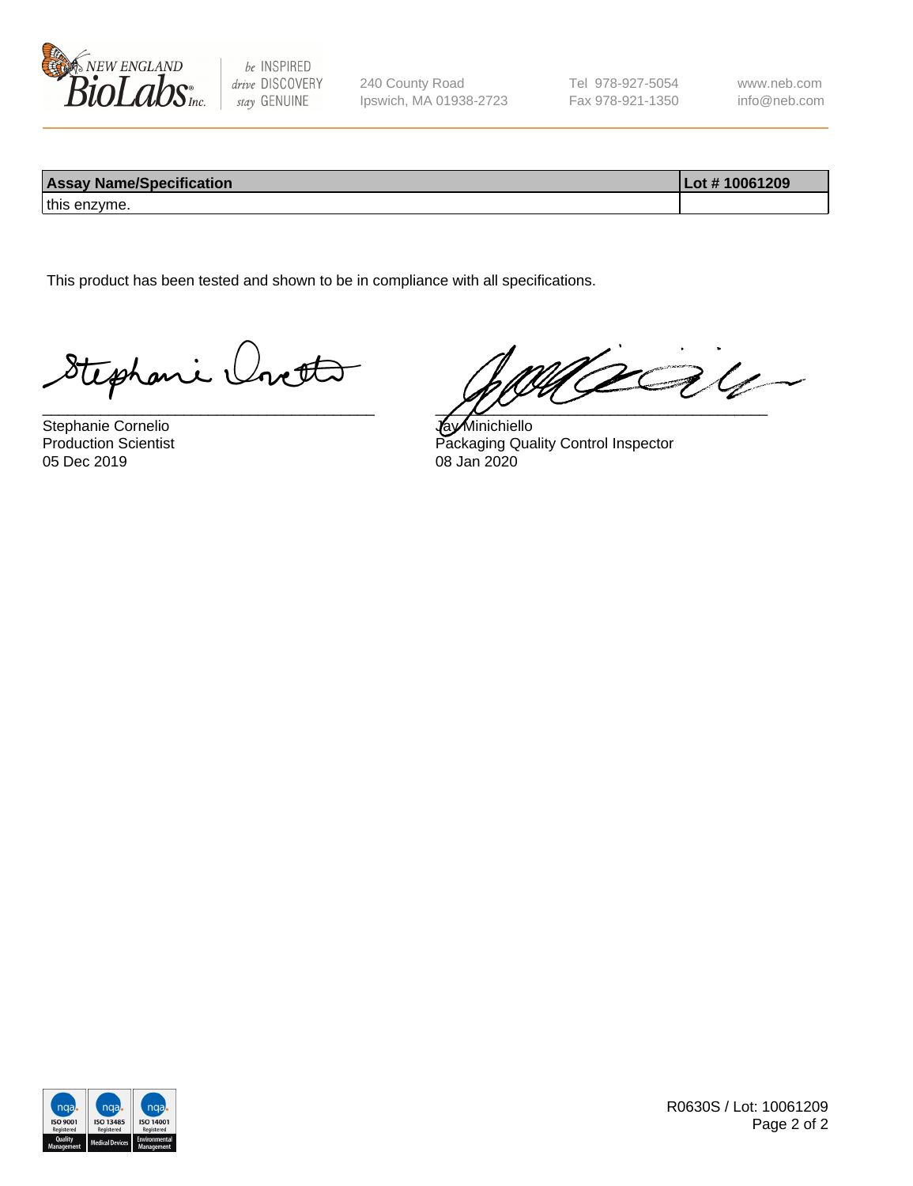| Assay Name/Specification | Lot # 10061209 |
|---|---|
| this enzyme. | |

This product has been tested and shown to be in compliance with all specifications.

Stephanie Cornelio
Production Scientist
05 Dec 2019

Jay Minichiello
Packaging Quality Control Inspector
08 Jan 2020

R0630S / Lot: 10061209